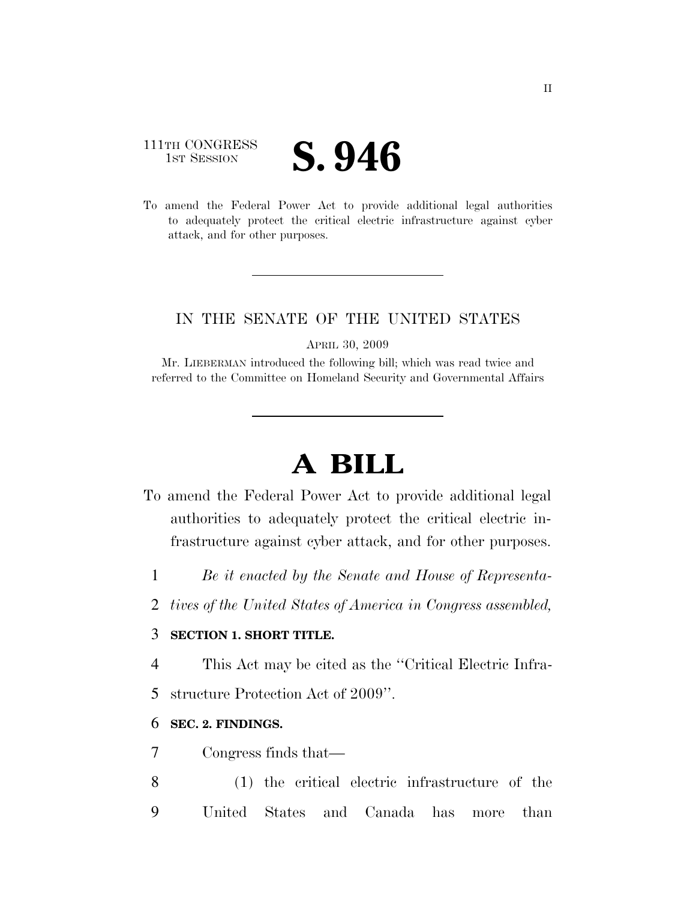111TH CONGRESS
1ST SESSION

# S. 946

To amend the Federal Power Act to provide additional legal authorities to adequately protect the critical electric infrastructure against cyber attack, and for other purposes.

---

IN THE SENATE OF THE UNITED STATES

APRIL 30, 2009

Mr. LIEBERMAN introduced the following bill; which was read twice and referred to the Committee on Homeland Security and Governmental Affairs

---

# A BILL

To amend the Federal Power Act to provide additional legal authorities to adequately protect the critical electric infrastructure against cyber attack, and for other purposes.

*Be it enacted by the Senate and House of Representatives of the United States of America in Congress assembled,*

**SECTION 1. SHORT TITLE.**

This Act may be cited as the "Critical Electric Infrastructure Protection Act of 2009".

**SEC. 2. FINDINGS.**

Congress finds that—

(1) the critical electric infrastructure of the United States and Canada has more than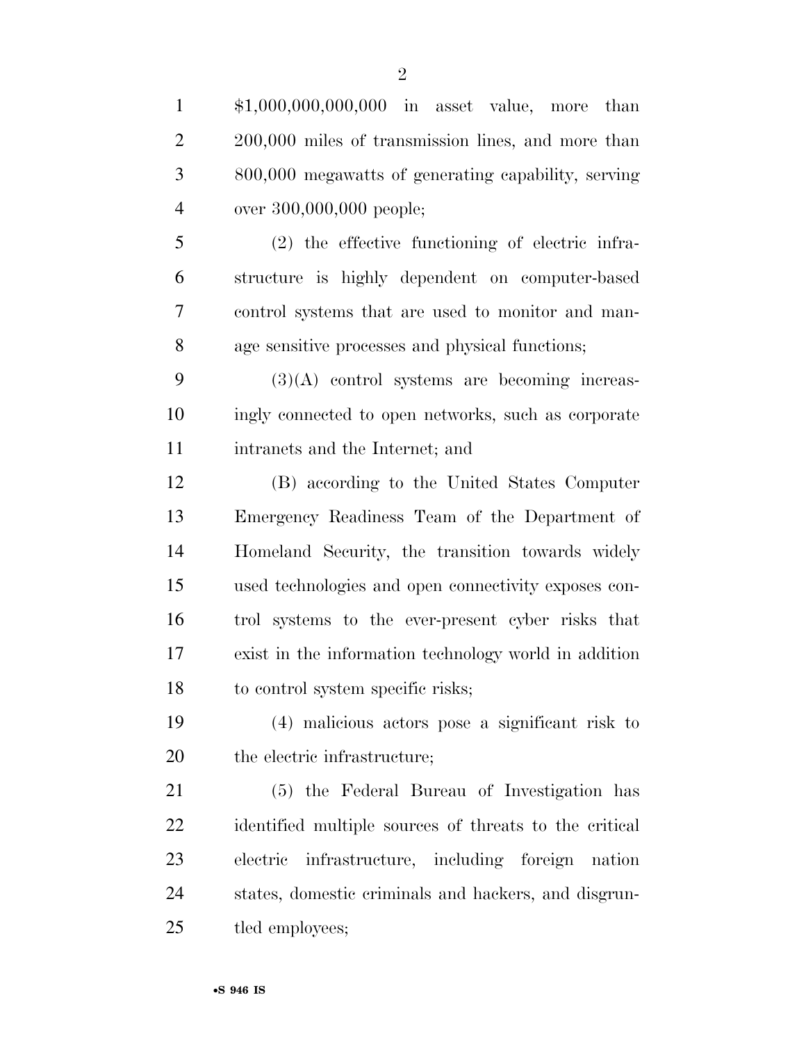$1,000,000,000,000 in asset value, more than 200,000 miles of transmission lines, and more than 800,000 megawatts of generating capability, serving over 300,000,000 people;

(2) the effective functioning of electric infrastructure is highly dependent on computer-based control systems that are used to monitor and manage sensitive processes and physical functions;

(3)(A) control systems are becoming increasingly connected to open networks, such as corporate intranets and the Internet; and

(B) according to the United States Computer Emergency Readiness Team of the Department of Homeland Security, the transition towards widely used technologies and open connectivity exposes control systems to the ever-present cyber risks that exist in the information technology world in addition to control system specific risks;

(4) malicious actors pose a significant risk to the electric infrastructure;

(5) the Federal Bureau of Investigation has identified multiple sources of threats to the critical electric infrastructure, including foreign nation states, domestic criminals and hackers, and disgruntled employees;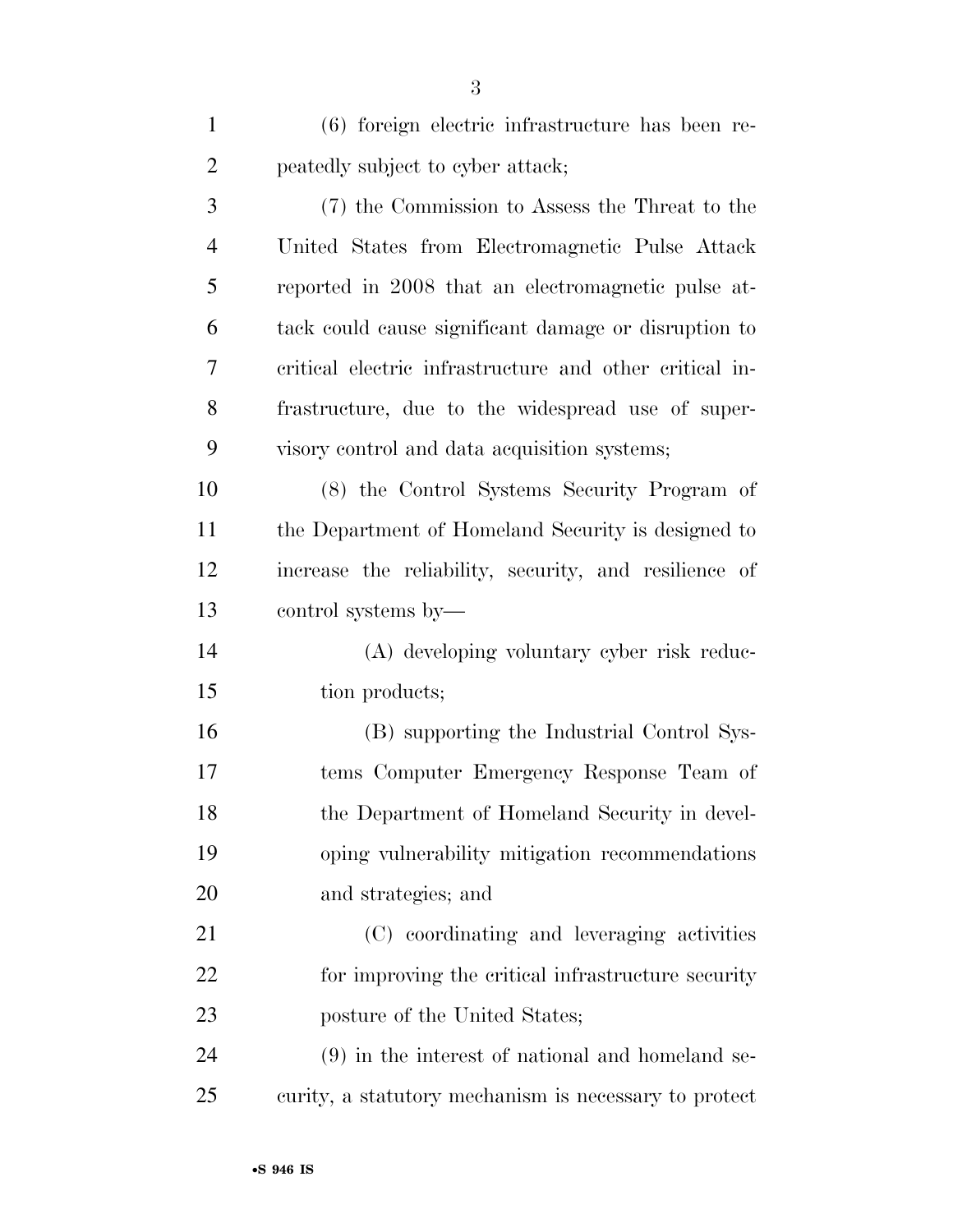(6) foreign electric infrastructure has been repeatedly subject to cyber attack;

(7) the Commission to Assess the Threat to the United States from Electromagnetic Pulse Attack reported in 2008 that an electromagnetic pulse attack could cause significant damage or disruption to critical electric infrastructure and other critical infrastructure, due to the widespread use of supervisory control and data acquisition systems;

(8) the Control Systems Security Program of the Department of Homeland Security is designed to increase the reliability, security, and resilience of control systems by—

(A) developing voluntary cyber risk reduction products;

(B) supporting the Industrial Control Systems Computer Emergency Response Team of the Department of Homeland Security in developing vulnerability mitigation recommendations and strategies; and

(C) coordinating and leveraging activities for improving the critical infrastructure security posture of the United States;

(9) in the interest of national and homeland security, a statutory mechanism is necessary to protect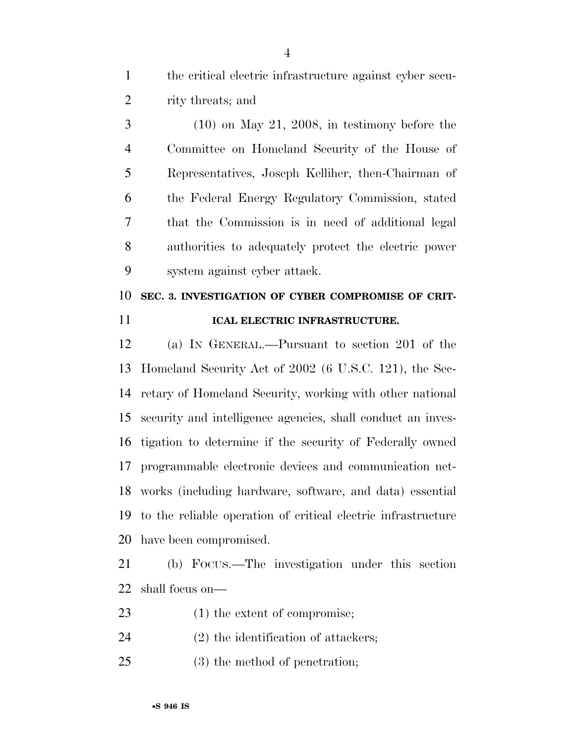the critical electric infrastructure against cyber security threats; and

(10) on May 21, 2008, in testimony before the Committee on Homeland Security of the House of Representatives, Joseph Kelliher, then-Chairman of the Federal Energy Regulatory Commission, stated that the Commission is in need of additional legal authorities to adequately protect the electric power system against cyber attack.

## SEC. 3. INVESTIGATION OF CYBER COMPROMISE OF CRITICAL ELECTRIC INFRASTRUCTURE.

(a) IN GENERAL.—Pursuant to section 201 of the Homeland Security Act of 2002 (6 U.S.C. 121), the Secretary of Homeland Security, working with other national security and intelligence agencies, shall conduct an investigation to determine if the security of Federally owned programmable electronic devices and communication networks (including hardware, software, and data) essential to the reliable operation of critical electric infrastructure have been compromised.

(b) FOCUS.—The investigation under this section shall focus on—

(1) the extent of compromise;

(2) the identification of attackers;

(3) the method of penetration;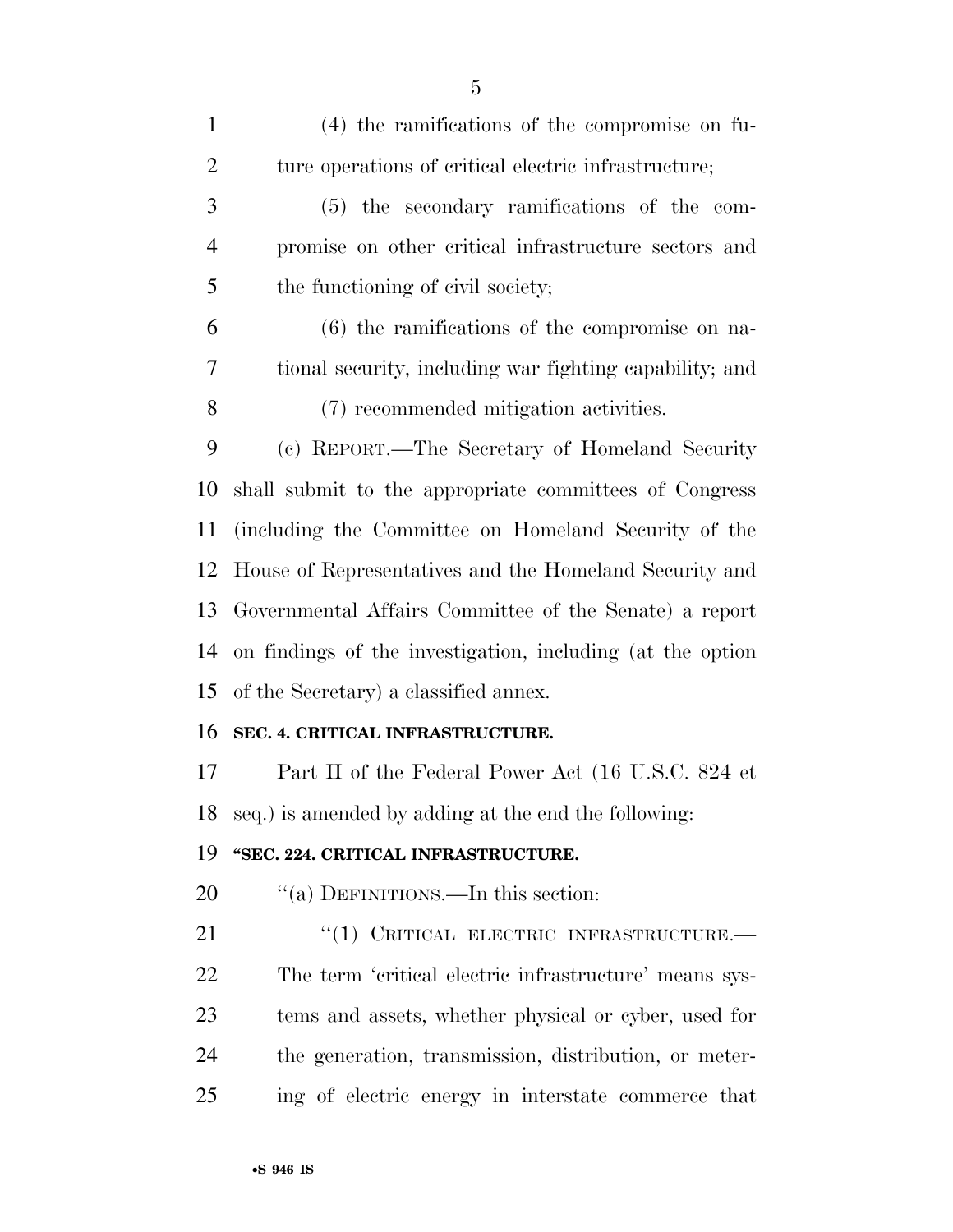(4) the ramifications of the compromise on future operations of critical electric infrastructure;

(5) the secondary ramifications of the compromise on other critical infrastructure sectors and the functioning of civil society;

(6) the ramifications of the compromise on national security, including war fighting capability; and

(7) recommended mitigation activities.

(c) REPORT.—The Secretary of Homeland Security shall submit to the appropriate committees of Congress (including the Committee on Homeland Security of the House of Representatives and the Homeland Security and Governmental Affairs Committee of the Senate) a report on findings of the investigation, including (at the option of the Secretary) a classified annex.

**SEC. 4. CRITICAL INFRASTRUCTURE.**

Part II of the Federal Power Act (16 U.S.C. 824 et seq.) is amended by adding at the end the following:

**"SEC. 224. CRITICAL INFRASTRUCTURE.**

"(a) DEFINITIONS.—In this section:

"(1) CRITICAL ELECTRIC INFRASTRUCTURE.—The term 'critical electric infrastructure' means systems and assets, whether physical or cyber, used for the generation, transmission, distribution, or metering of electric energy in interstate commerce that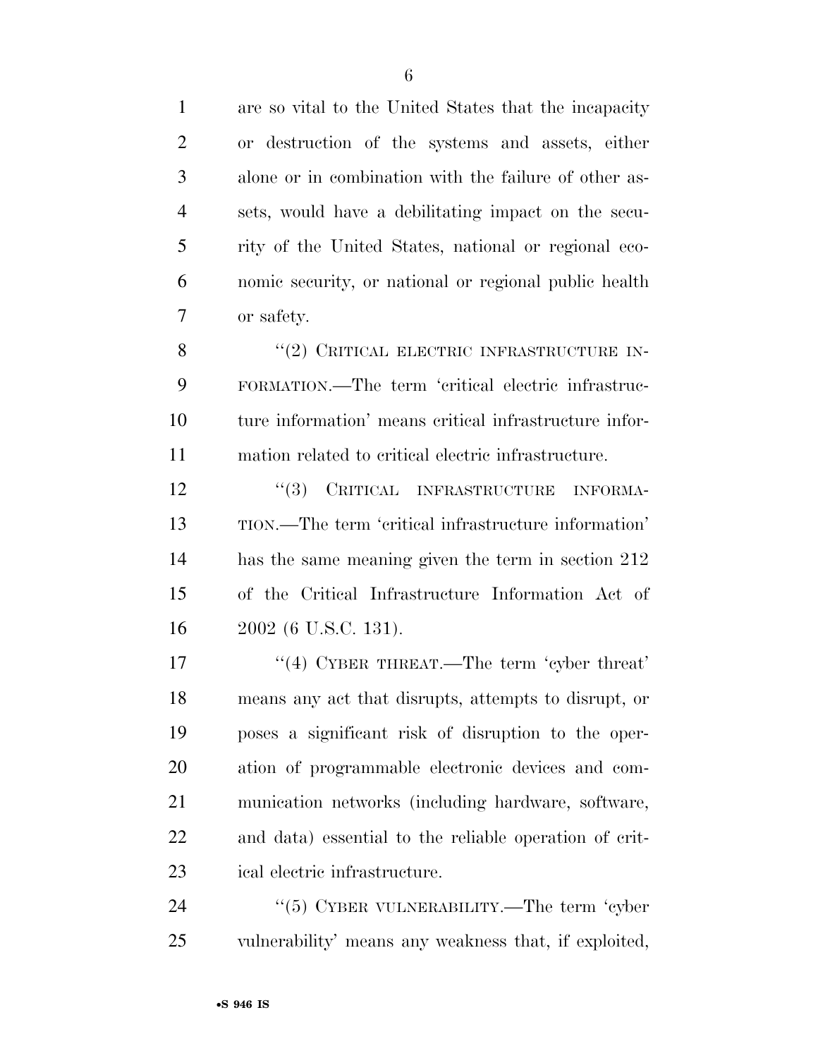are so vital to the United States that the incapacity or destruction of the systems and assets, either alone or in combination with the failure of other assets, would have a debilitating impact on the security of the United States, national or regional economic security, or national or regional public health or safety.

"(2) CRITICAL ELECTRIC INFRASTRUCTURE INFORMATION.—The term 'critical electric infrastructure information' means critical infrastructure information related to critical electric infrastructure.

"(3) CRITICAL INFRASTRUCTURE INFORMATION.—The term 'critical infrastructure information' has the same meaning given the term in section 212 of the Critical Infrastructure Information Act of 2002 (6 U.S.C. 131).

"(4) CYBER THREAT.—The term 'cyber threat' means any act that disrupts, attempts to disrupt, or poses a significant risk of disruption to the operation of programmable electronic devices and communication networks (including hardware, software, and data) essential to the reliable operation of critical electric infrastructure.

"(5) CYBER VULNERABILITY.—The term 'cyber vulnerability' means any weakness that, if exploited,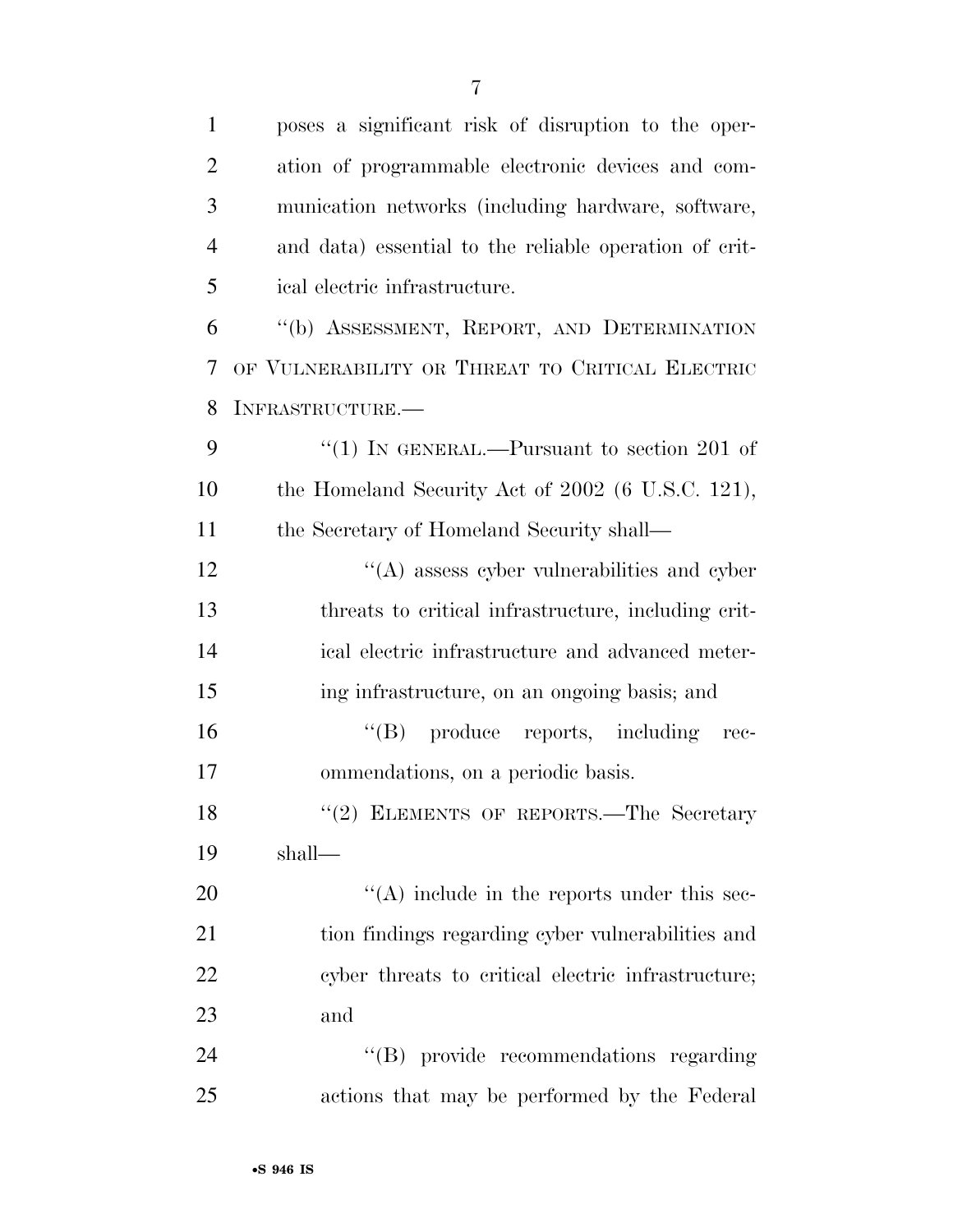poses a significant risk of disruption to the operation of programmable electronic devices and communication networks (including hardware, software, and data) essential to the reliable operation of critical electric infrastructure.

"(b) ASSESSMENT, REPORT, AND DETERMINATION OF VULNERABILITY OR THREAT TO CRITICAL ELECTRIC INFRASTRUCTURE.—

"(1) IN GENERAL.—Pursuant to section 201 of the Homeland Security Act of 2002 (6 U.S.C. 121), the Secretary of Homeland Security shall—

"(A) assess cyber vulnerabilities and cyber threats to critical infrastructure, including critical electric infrastructure and advanced metering infrastructure, on an ongoing basis; and

"(B) produce reports, including recommendations, on a periodic basis.

"(2) ELEMENTS OF REPORTS.—The Secretary shall—

"(A) include in the reports under this section findings regarding cyber vulnerabilities and cyber threats to critical electric infrastructure; and

"(B) provide recommendations regarding actions that may be performed by the Federal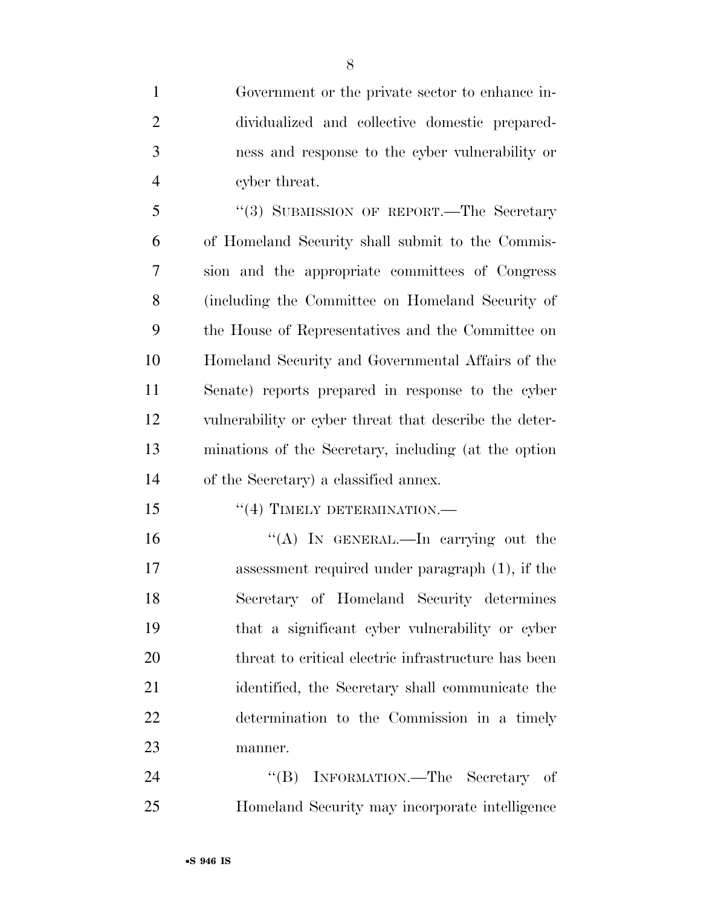Government or the private sector to enhance individualized and collective domestic preparedness and response to the cyber vulnerability or cyber threat.

"(3) SUBMISSION OF REPORT.—The Secretary of Homeland Security shall submit to the Commission and the appropriate committees of Congress (including the Committee on Homeland Security of the House of Representatives and the Committee on Homeland Security and Governmental Affairs of the Senate) reports prepared in response to the cyber vulnerability or cyber threat that describe the determinations of the Secretary, including (at the option of the Secretary) a classified annex.

"(4) TIMELY DETERMINATION.—

"(A) IN GENERAL.—In carrying out the assessment required under paragraph (1), if the Secretary of Homeland Security determines that a significant cyber vulnerability or cyber threat to critical electric infrastructure has been identified, the Secretary shall communicate the determination to the Commission in a timely manner.

"(B) INFORMATION.—The Secretary of Homeland Security may incorporate intelligence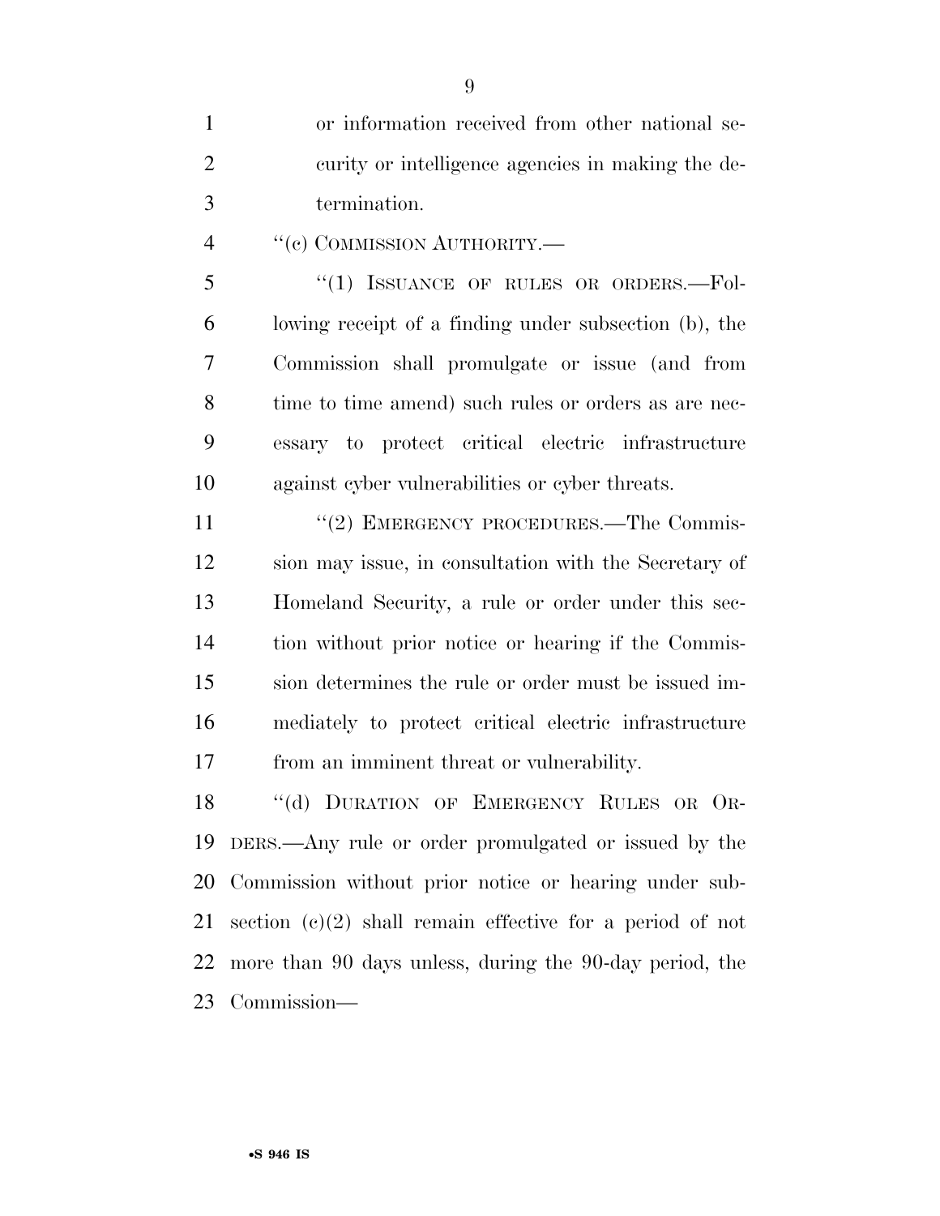or information received from other national security or intelligence agencies in making the determination.

"(c) COMMISSION AUTHORITY.—

"(1) ISSUANCE OF RULES OR ORDERS.—Following receipt of a finding under subsection (b), the Commission shall promulgate or issue (and from time to time amend) such rules or orders as are necessary to protect critical electric infrastructure against cyber vulnerabilities or cyber threats.

"(2) EMERGENCY PROCEDURES.—The Commission may issue, in consultation with the Secretary of Homeland Security, a rule or order under this section without prior notice or hearing if the Commission determines the rule or order must be issued immediately to protect critical electric infrastructure from an imminent threat or vulnerability.

"(d) DURATION OF EMERGENCY RULES OR ORDERS.—Any rule or order promulgated or issued by the Commission without prior notice or hearing under subsection (c)(2) shall remain effective for a period of not more than 90 days unless, during the 90-day period, the Commission—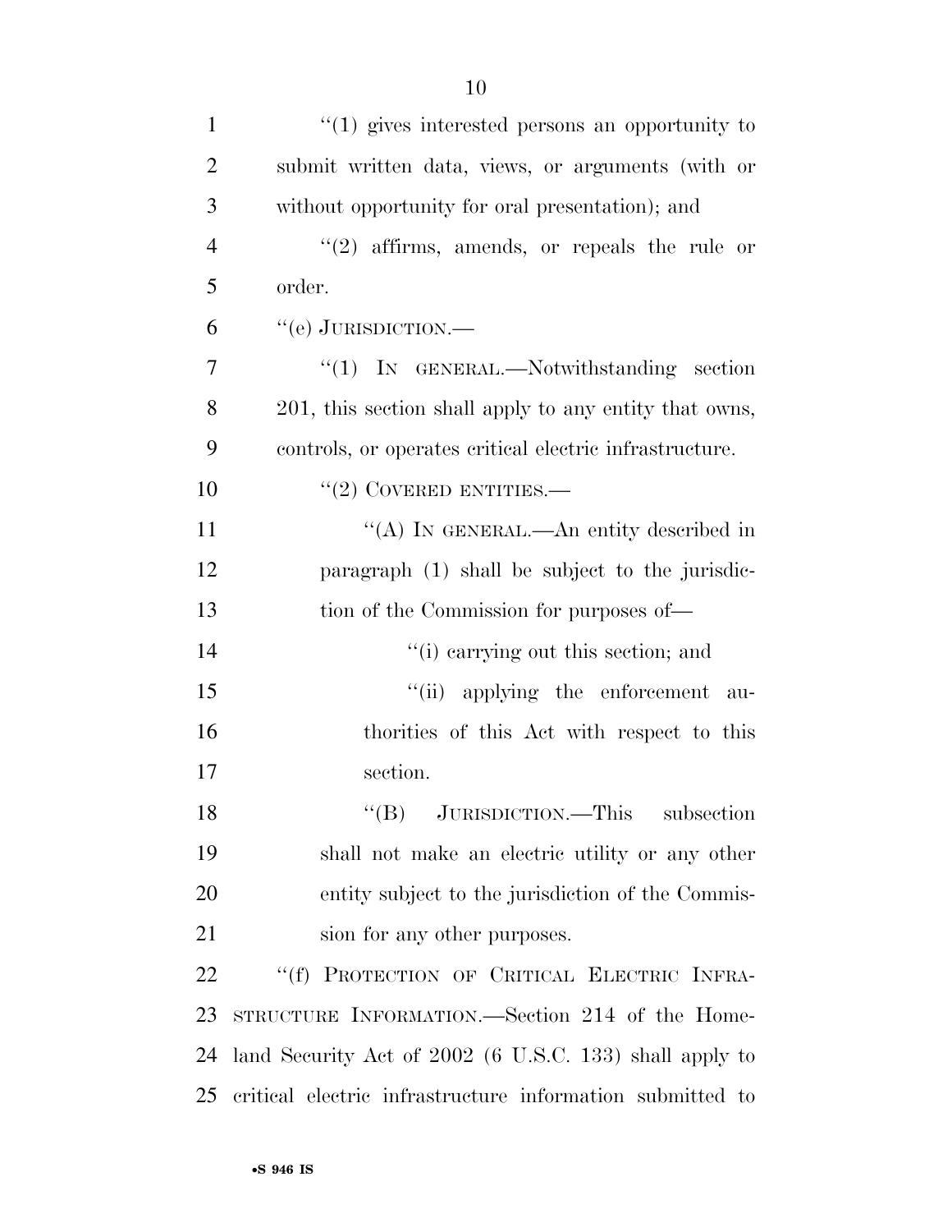''(1) gives interested persons an opportunity to submit written data, views, or arguments (with or without opportunity for oral presentation); and

''(2) affirms, amends, or repeals the rule or order.

''(e) JURISDICTION.—

''(1) IN GENERAL.—Notwithstanding section 201, this section shall apply to any entity that owns, controls, or operates critical electric infrastructure.

''(2) COVERED ENTITIES.—

''(A) IN GENERAL.—An entity described in paragraph (1) shall be subject to the jurisdiction of the Commission for purposes of—

''(i) carrying out this section; and

''(ii) applying the enforcement authorities of this Act with respect to this section.

''(B) JURISDICTION.—This subsection shall not make an electric utility or any other entity subject to the jurisdiction of the Commission for any other purposes.

''(f) PROTECTION OF CRITICAL ELECTRIC INFRASTRUCTURE INFORMATION.—Section 214 of the Homeland Security Act of 2002 (6 U.S.C. 133) shall apply to critical electric infrastructure information submitted to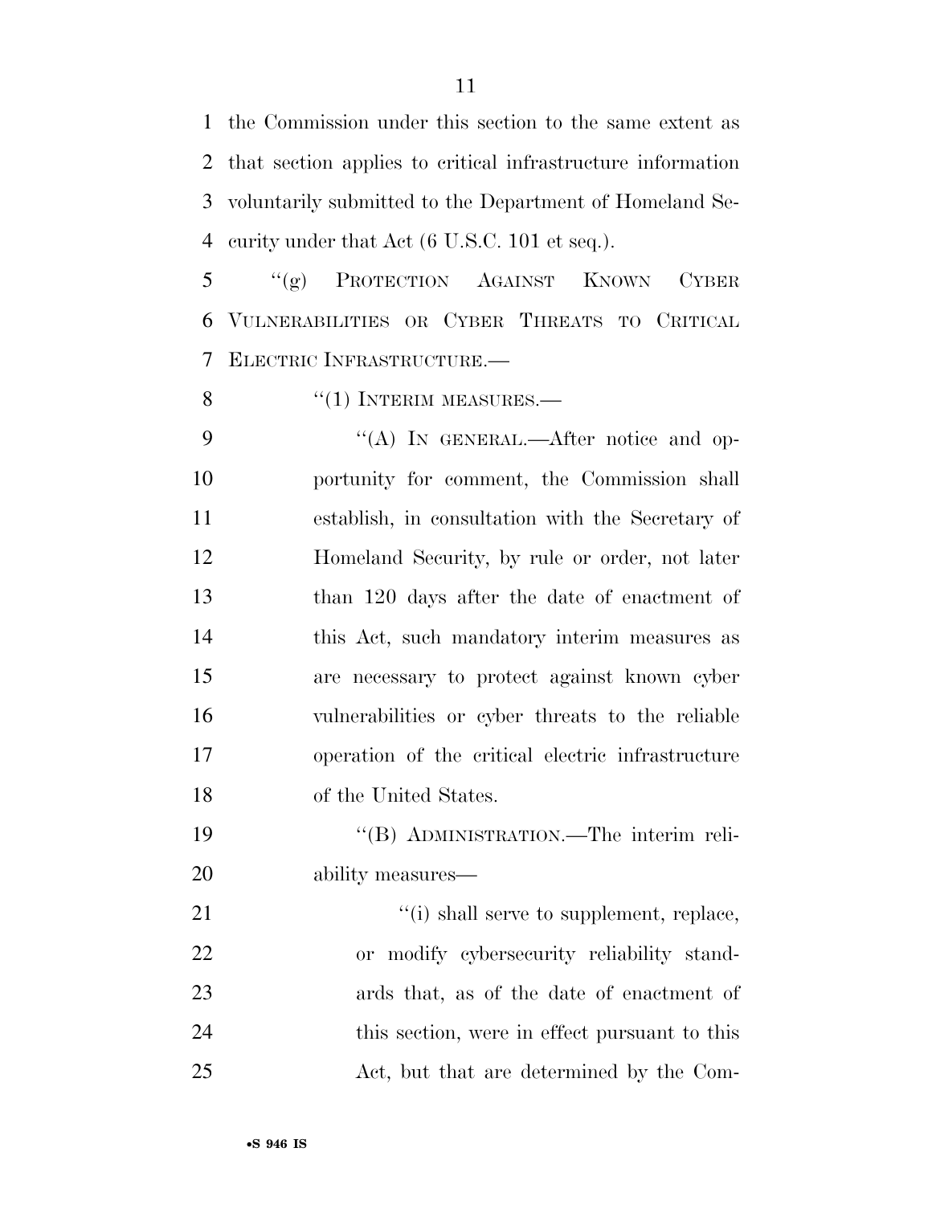the Commission under this section to the same extent as that section applies to critical infrastructure information voluntarily submitted to the Department of Homeland Security under that Act (6 U.S.C. 101 et seq.).

"(g) PROTECTION AGAINST KNOWN CYBER VULNERABILITIES OR CYBER THREATS TO CRITICAL ELECTRIC INFRASTRUCTURE.—

"(1) INTERIM MEASURES.—

"(A) IN GENERAL.—After notice and opportunity for comment, the Commission shall establish, in consultation with the Secretary of Homeland Security, by rule or order, not later than 120 days after the date of enactment of this Act, such mandatory interim measures as are necessary to protect against known cyber vulnerabilities or cyber threats to the reliable operation of the critical electric infrastructure of the United States.

"(B) ADMINISTRATION.—The interim reliability measures—

"(i) shall serve to supplement, replace, or modify cybersecurity reliability standards that, as of the date of enactment of this section, were in effect pursuant to this Act, but that are determined by the Com-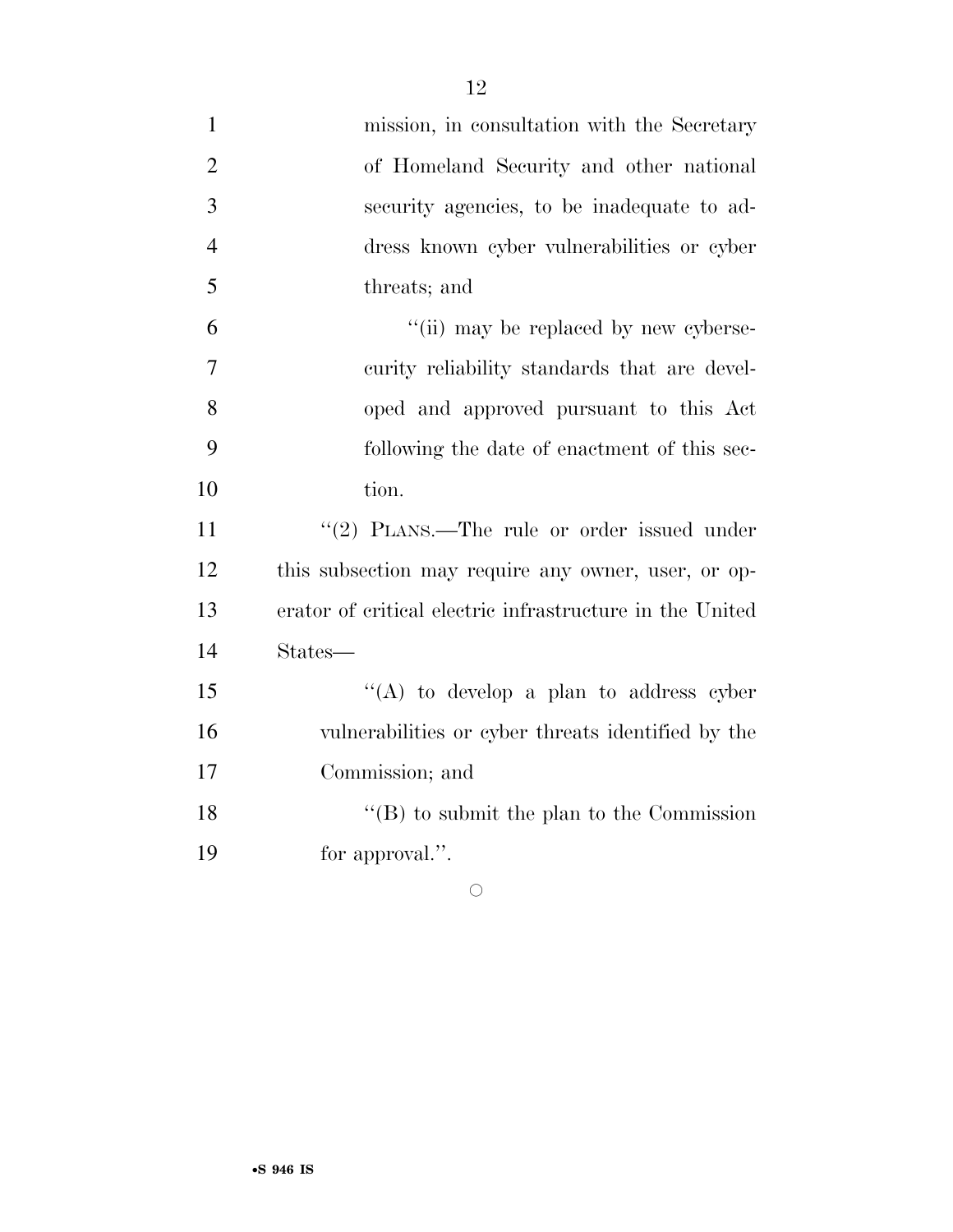mission, in consultation with the Secretary of Homeland Security and other national security agencies, to be inadequate to address known cyber vulnerabilities or cyber threats; and

''(ii) may be replaced by new cybersecurity reliability standards that are developed and approved pursuant to this Act following the date of enactment of this section.

''(2) PLANS.—The rule or order issued under this subsection may require any owner, user, or operator of critical electric infrastructure in the United States—

''(A) to develop a plan to address cyber vulnerabilities or cyber threats identified by the Commission; and

''(B) to submit the plan to the Commission for approval.''.

○